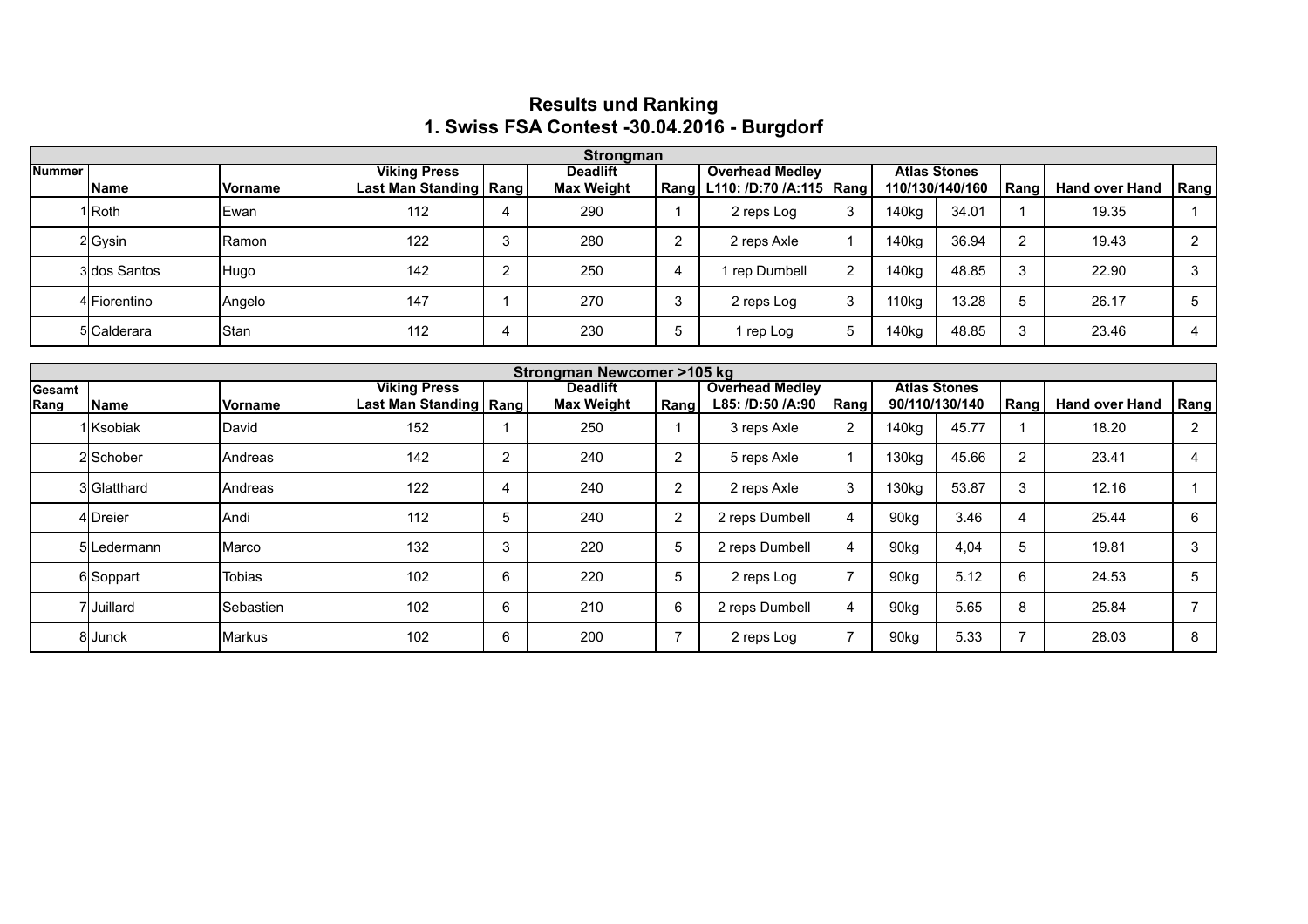# Results und Ranking
## 1. Swiss FSA Contest -30.04.2016 - Burgdorf

| Strongman | | | | | | | | | | | | | |
|---|---|---|---|---|---|---|---|---|---|---|---|---|---|
| Nummer | Name | Vorname | Viking Press Last Man Standing | Rang | Deadlift Max Weight | Rang | Overhead Medley L110: /D:70 /A:115 | Rang | Atlas Stones 110/130/140/160 | | Rang | Hand over Hand | Rang |
| 1 | Roth | Ewan | 112 | 4 | 290 | 1 | 2 reps Log | 3 | 140kg | 34.01 | 1 | 19.35 | 1 |
| 2 | Gysin | Ramon | 122 | 3 | 280 | 2 | 2 reps Axle | 1 | 140kg | 36.94 | 2 | 19.43 | 2 |
| 3 | dos Santos | Hugo | 142 | 2 | 250 | 4 | 1 rep Dumbell | 2 | 140kg | 48.85 | 3 | 22.90 | 3 |
| 4 | Fiorentino | Angelo | 147 | 1 | 270 | 3 | 2 reps Log | 3 | 110kg | 13.28 | 5 | 26.17 | 5 |
| 5 | Calderara | Stan | 112 | 4 | 230 | 5 | 1 rep Log | 5 | 140kg | 48.85 | 3 | 23.46 | 4 |

| Strongman Newcomer >105 kg | | | | | | | | | | | | | |
|---|---|---|---|---|---|---|---|---|---|---|---|---|---|
| Gesamt Rang | Name | Vorname | Viking Press Last Man Standing | Rang | Deadlift Max Weight | Rang | Overhead Medley L85: /D:50 /A:90 | Rang | Atlas Stones 90/110/130/140 | | Rang | Hand over Hand | Rang |
| 1 | Ksobiak | David | 152 | 1 | 250 | 1 | 3 reps Axle | 2 | 140kg | 45.77 | 1 | 18.20 | 2 |
| 2 | Schober | Andreas | 142 | 2 | 240 | 2 | 5 reps Axle | 1 | 130kg | 45.66 | 2 | 23.41 | 4 |
| 3 | Glatthard | Andreas | 122 | 4 | 240 | 2 | 2 reps Axle | 3 | 130kg | 53.87 | 3 | 12.16 | 1 |
| 4 | Dreier | Andi | 112 | 5 | 240 | 2 | 2 reps Dumbell | 4 | 90kg | 3.46 | 4 | 25.44 | 6 |
| 5 | Ledermann | Marco | 132 | 3 | 220 | 5 | 2 reps Dumbell | 4 | 90kg | 4,04 | 5 | 19.81 | 3 |
| 6 | Soppart | Tobias | 102 | 6 | 220 | 5 | 2 reps Log | 7 | 90kg | 5.12 | 6 | 24.53 | 5 |
| 7 | Juillard | Sebastien | 102 | 6 | 210 | 6 | 2 reps Dumbell | 4 | 90kg | 5.65 | 8 | 25.84 | 7 |
| 8 | Junck | Markus | 102 | 6 | 200 | 7 | 2 reps Log | 7 | 90kg | 5.33 | 7 | 28.03 | 8 |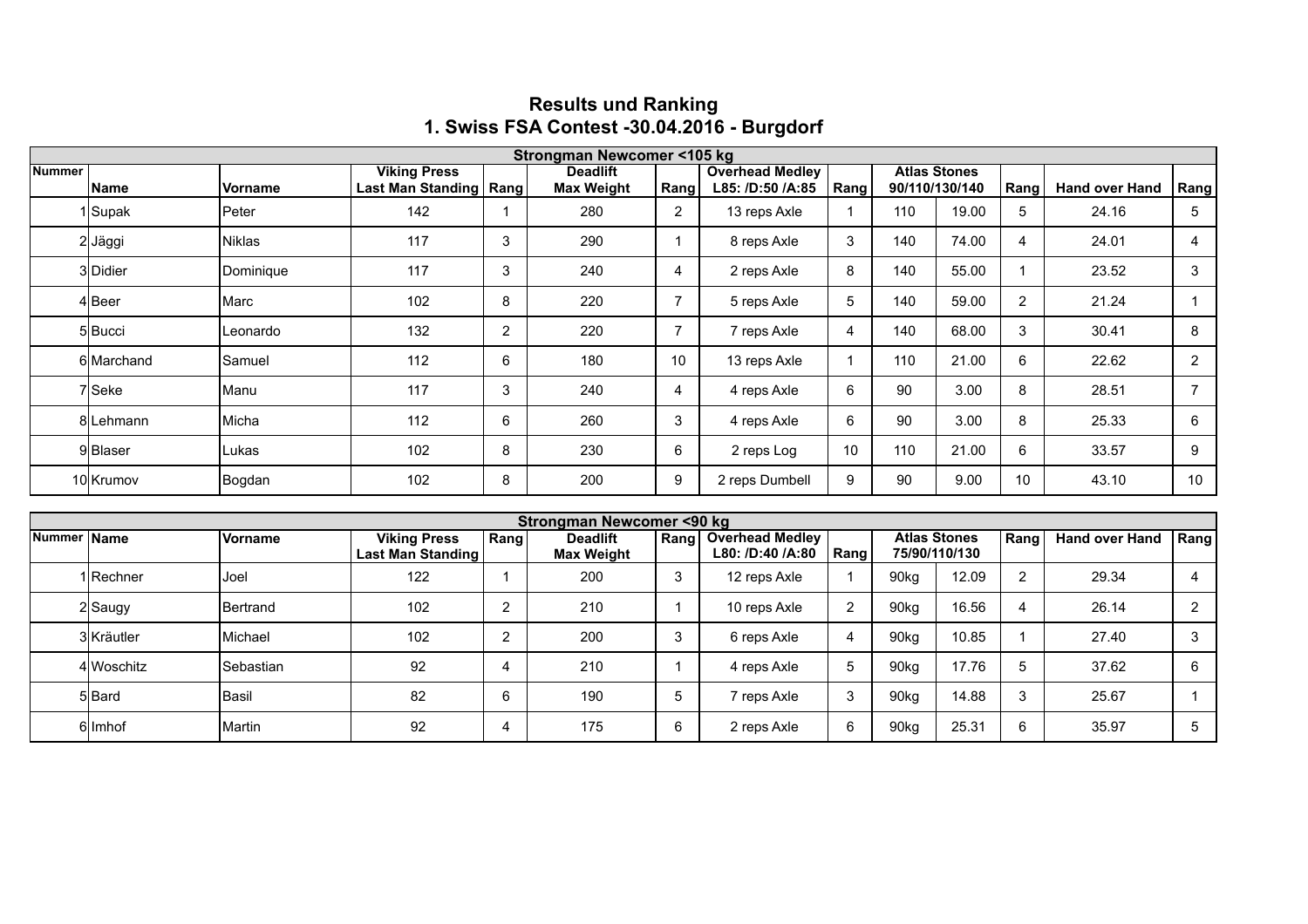# Results und Ranking
## 1. Swiss FSA Contest -30.04.2016 - Burgdorf

| Strongman Newcomer <105 kg | | | | | | | | | | | | | |
|---|---|---|---|---|---|---|---|---|---|---|---|---|---|
| Nummer | Name | Vorname | Viking Press Last Man Standing | Rang | Deadlift Max Weight | Rang | Overhead Medley L85: /D:50 /A:85 | Rang | Atlas Stones 90/110/130/140 | | Rang | Hand over Hand | Rang |
| 1 | Supak | Peter | 142 | 1 | 280 | 2 | 13 reps Axle | 1 | 110 | 19.00 | 5 | 24.16 | 5 |
| 2 | Jäggi | Niklas | 117 | 3 | 290 | 1 | 8 reps Axle | 3 | 140 | 74.00 | 4 | 24.01 | 4 |
| 3 | Didier | Dominique | 117 | 3 | 240 | 4 | 2 reps Axle | 8 | 140 | 55.00 | 1 | 23.52 | 3 |
| 4 | Beer | Marc | 102 | 8 | 220 | 7 | 5 reps Axle | 5 | 140 | 59.00 | 2 | 21.24 | 1 |
| 5 | Bucci | Leonardo | 132 | 2 | 220 | 7 | 7 reps Axle | 4 | 140 | 68.00 | 3 | 30.41 | 8 |
| 6 | Marchand | Samuel | 112 | 6 | 180 | 10 | 13 reps Axle | 1 | 110 | 21.00 | 6 | 22.62 | 2 |
| 7 | Seke | Manu | 117 | 3 | 240 | 4 | 4 reps Axle | 6 | 90 | 3.00 | 8 | 28.51 | 7 |
| 8 | Lehmann | Micha | 112 | 6 | 260 | 3 | 4 reps Axle | 6 | 90 | 3.00 | 8 | 25.33 | 6 |
| 9 | Blaser | Lukas | 102 | 8 | 230 | 6 | 2 reps Log | 10 | 110 | 21.00 | 6 | 33.57 | 9 |
| 10 | Krumov | Bogdan | 102 | 8 | 200 | 9 | 2 reps Dumbell | 9 | 90 | 9.00 | 10 | 43.10 | 10 |

| Strongman Newcomer <90 kg | | | | | | | | | | | | | |
|---|---|---|---|---|---|---|---|---|---|---|---|---|---|
| Nummer | Name | Vorname | Viking Press Last Man Standing | Rang | Deadlift Max Weight | Rang | Overhead Medley L80: /D:40 /A:80 | Rang | Atlas Stones 75/90/110/130 | | Rang | Hand over Hand | Rang |
| 1 | Rechner | Joel | 122 | 1 | 200 | 3 | 12 reps Axle | 1 | 90kg | 12.09 | 2 | 29.34 | 4 |
| 2 | Saugy | Bertrand | 102 | 2 | 210 | 1 | 10 reps Axle | 2 | 90kg | 16.56 | 4 | 26.14 | 2 |
| 3 | Kräutler | Michael | 102 | 2 | 200 | 3 | 6 reps Axle | 4 | 90kg | 10.85 | 1 | 27.40 | 3 |
| 4 | Woschitz | Sebastian | 92 | 4 | 210 | 1 | 4 reps Axle | 5 | 90kg | 17.76 | 5 | 37.62 | 6 |
| 5 | Bard | Basil | 82 | 6 | 190 | 5 | 7 reps Axle | 3 | 90kg | 14.88 | 3 | 25.67 | 1 |
| 6 | Imhof | Martin | 92 | 4 | 175 | 6 | 2 reps Axle | 6 | 90kg | 25.31 | 6 | 35.97 | 5 |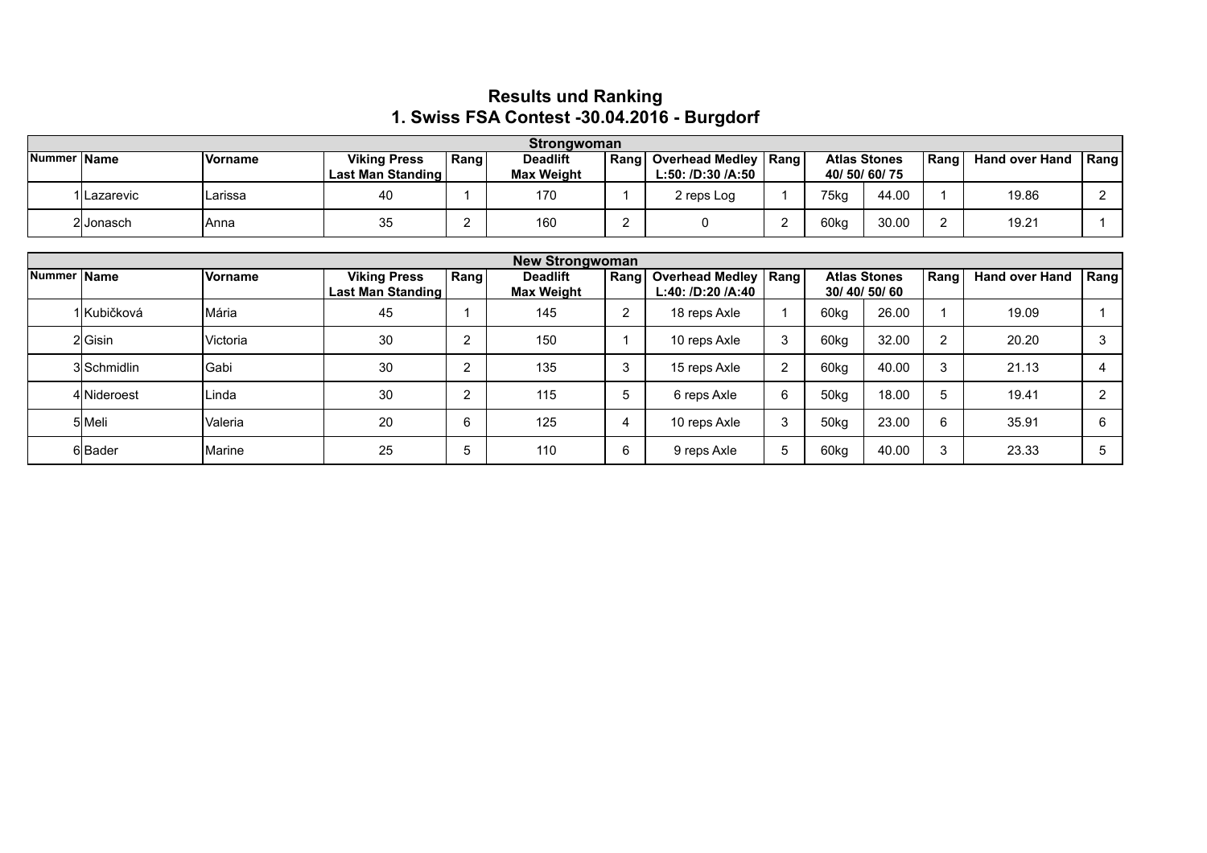## Results und Ranking
## 1. Swiss FSA Contest -30.04.2016 - Burgdorf

| Strongwoman | | | | | | | | | | | | | |
|---|---|---|---|---|---|---|---|---|---|---|---|---|---|
| Nummer | Name | Vorname | Viking Press Last Man Standing | Rang | Deadlift Max Weight | Rang | Overhead Medley L:50: /D:30 /A:50 | Rang | Atlas Stones 40/ 50/ 60/ 75 | | Rang | Hand over Hand | Rang |
| 1 | Lazarevic | Larissa | 40 | 1 | 170 | 1 | 2 reps Log | 1 | 75kg | 44.00 | 1 | 19.86 | 2 |
| 2 | Jonasch | Anna | 35 | 2 | 160 | 2 | 0 | 2 | 60kg | 30.00 | 2 | 19.21 | 1 |

| New Strongwoman | | | | | | | | | | | | | |
|---|---|---|---|---|---|---|---|---|---|---|---|---|---|
| Nummer | Name | Vorname | Viking Press Last Man Standing | Rang | Deadlift Max Weight | Rang | Overhead Medley L:40: /D:20 /A:40 | Rang | Atlas Stones 30/ 40/ 50/ 60 | | Rang | Hand over Hand | Rang |
| 1 | Kubičková | Mária | 45 | 1 | 145 | 2 | 18 reps Axle | 1 | 60kg | 26.00 | 1 | 19.09 | 1 |
| 2 | Gisin | Victoria | 30 | 2 | 150 | 1 | 10 reps Axle | 3 | 60kg | 32.00 | 2 | 20.20 | 3 |
| 3 | Schmidlin | Gabi | 30 | 2 | 135 | 3 | 15 reps Axle | 2 | 60kg | 40.00 | 3 | 21.13 | 4 |
| 4 | Nideroest | Linda | 30 | 2 | 115 | 5 | 6 reps Axle | 6 | 50kg | 18.00 | 5 | 19.41 | 2 |
| 5 | Meli | Valeria | 20 | 6 | 125 | 4 | 10 reps Axle | 3 | 50kg | 23.00 | 6 | 35.91 | 6 |
| 6 | Bader | Marine | 25 | 5 | 110 | 6 | 9 reps Axle | 5 | 60kg | 40.00 | 3 | 23.33 | 5 |